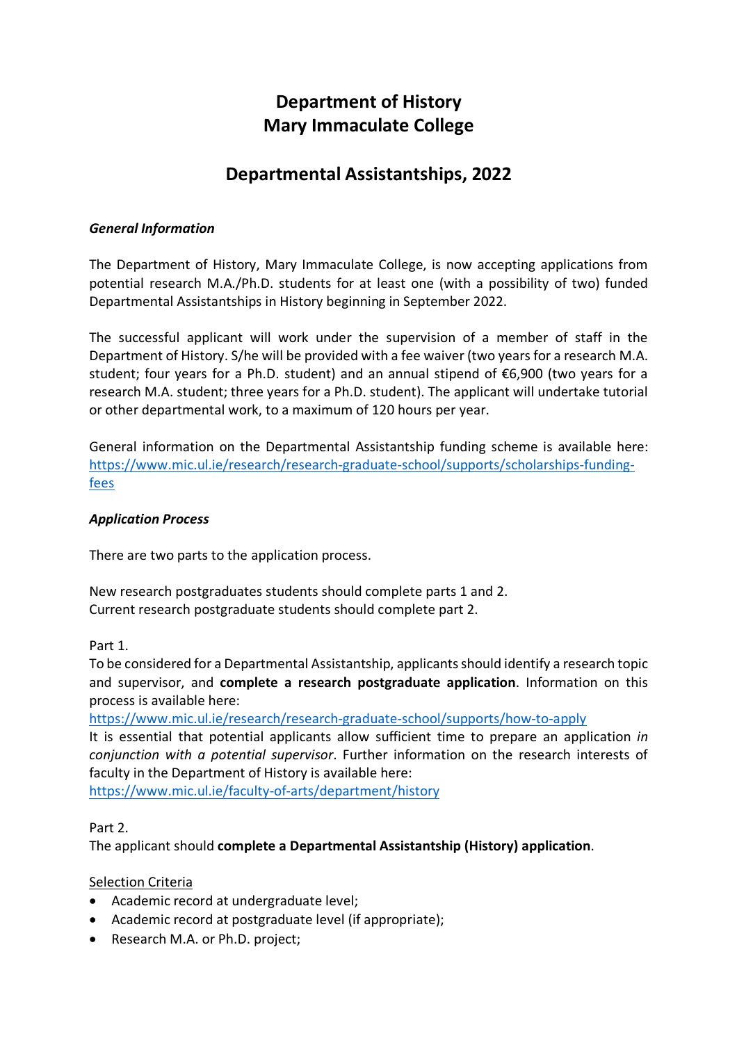# Department of History
# Mary Immaculate College

## Departmental Assistantships, 2022

### *General Information*

The Department of History, Mary Immaculate College, is now accepting applications from potential research M.A./Ph.D. students for at least one (with a possibility of two) funded Departmental Assistantships in History beginning in September 2022.

The successful applicant will work under the supervision of a member of staff in the Department of History. S/he will be provided with a fee waiver (two years for a research M.A. student; four years for a Ph.D. student) and an annual stipend of €6,900 (two years for a research M.A. student; three years for a Ph.D. student). The applicant will undertake tutorial or other departmental work, to a maximum of 120 hours per year.

General information on the Departmental Assistantship funding scheme is available here: [https://www.mic.ul.ie/research/research-graduate-school/supports/scholarships-funding-fees](https://www.mic.ul.ie/research/research-graduate-school/supports/scholarships-funding-fees)

### *Application Process*

There are two parts to the application process.

New research postgraduates students should complete parts 1 and 2.
Current research postgraduate students should complete part 2.

Part 1.
To be considered for a Departmental Assistantship, applicants should identify a research topic and supervisor, and **complete a research postgraduate application**. Information on this process is available here:
[https://www.mic.ul.ie/research/research-graduate-school/supports/how-to-apply](https://www.mic.ul.ie/research/research-graduate-school/supports/how-to-apply)
It is essential that potential applicants allow sufficient time to prepare an application *in conjunction with a potential supervisor*. Further information on the research interests of faculty in the Department of History is available here:
[https://www.mic.ul.ie/faculty-of-arts/department/history](https://www.mic.ul.ie/faculty-of-arts/department/history)

Part 2.
The applicant should **complete a Departmental Assistantship (History) application**.

Selection Criteria

- Academic record at undergraduate level;
- Academic record at postgraduate level (if appropriate);
- Research M.A. or Ph.D. project;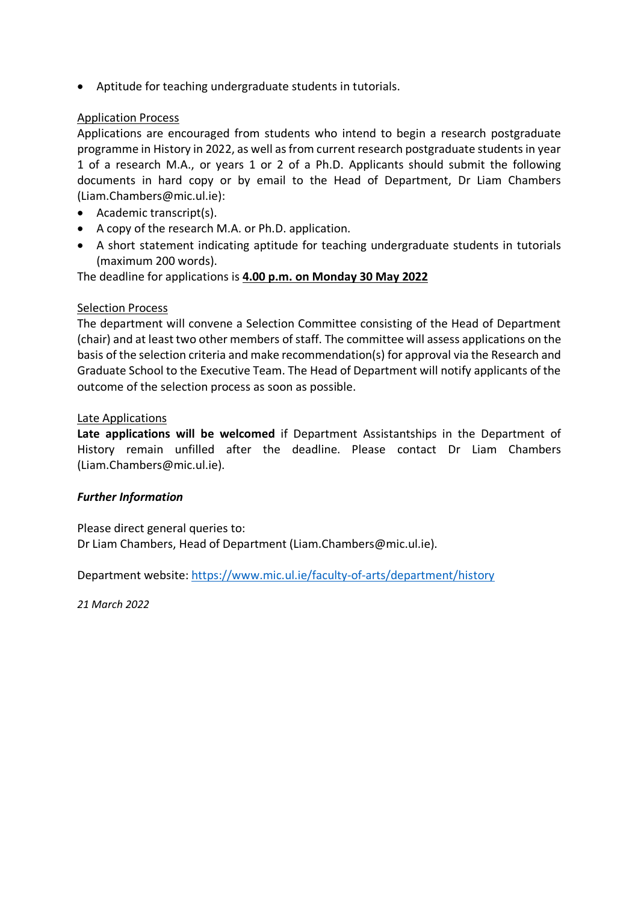- Aptitude for teaching undergraduate students in tutorials.

## Application Process

Applications are encouraged from students who intend to begin a research postgraduate programme in History in 2022, as well as from current research postgraduate students in year 1 of a research M.A., or years 1 or 2 of a Ph.D. Applicants should submit the following documents in hard copy or by email to the Head of Department, Dr Liam Chambers (Liam.Chambers@mic.ul.ie):

- Academic transcript(s).
- A copy of the research M.A. or Ph.D. application.
- A short statement indicating aptitude for teaching undergraduate students in tutorials (maximum 200 words).

The deadline for applications is **4.00 p.m. on Monday 30 May 2022**

## Selection Process

The department will convene a Selection Committee consisting of the Head of Department (chair) and at least two other members of staff. The committee will assess applications on the basis of the selection criteria and make recommendation(s) for approval via the Research and Graduate School to the Executive Team. The Head of Department will notify applicants of the outcome of the selection process as soon as possible.

## Late Applications

**Late applications will be welcomed** if Department Assistantships in the Department of History remain unfilled after the deadline. Please contact Dr Liam Chambers (Liam.Chambers@mic.ul.ie).

### *Further Information*

Please direct general queries to:
Dr Liam Chambers, Head of Department (Liam.Chambers@mic.ul.ie).

Department website: https://www.mic.ul.ie/faculty-of-arts/department/history

*21 March 2022*